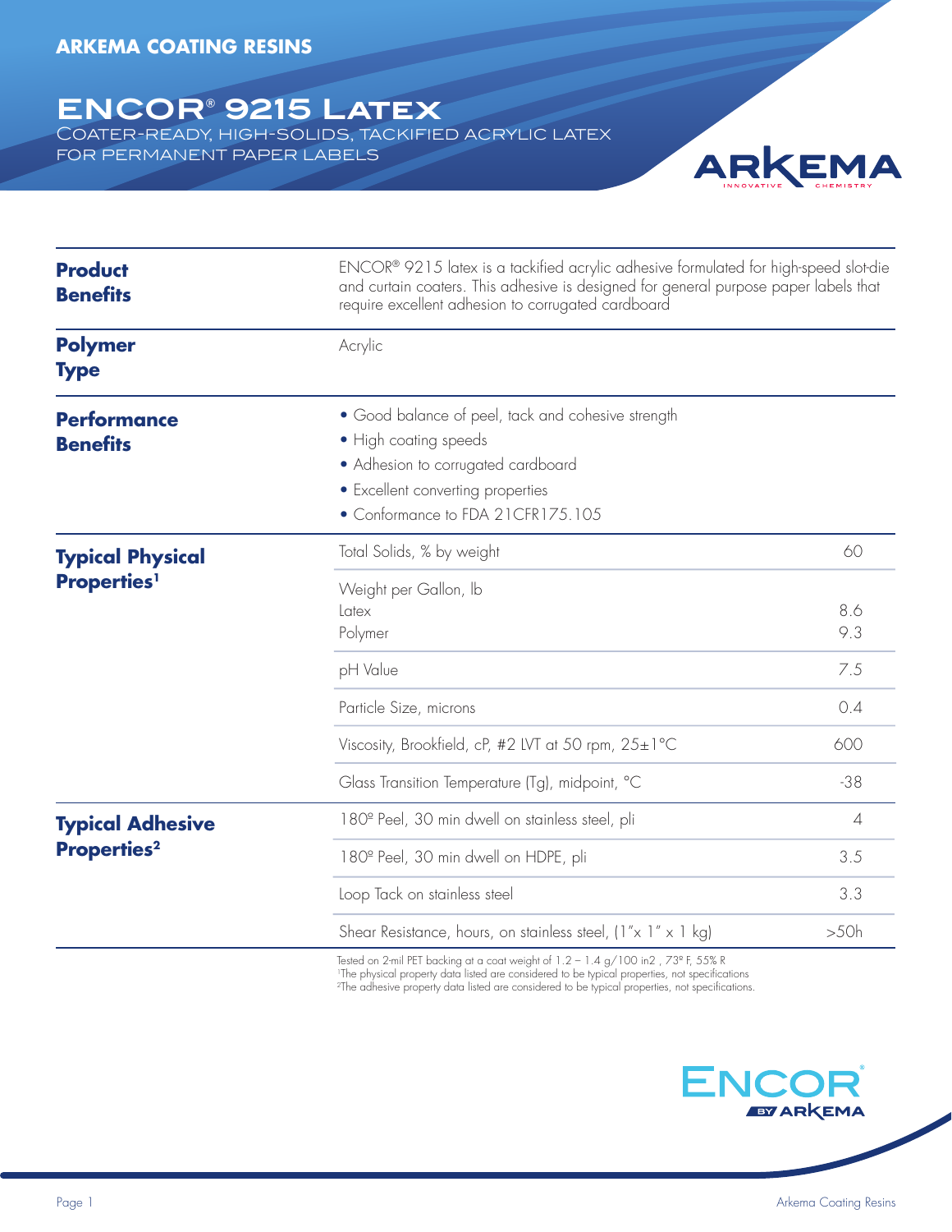ARKEMA COATING RESINS

# ENCOR® 9215 Latex

## COATER-READY, HIGH-SOLIDS, TACKIFIED ACRYLIC LATEX FOR PERMANENT PAPER LABELS

**Product Benefits**

ENCOR® 9215 latex is a tackified acrylic adhesive formulated for high-speed slot-die and curtain coaters. This adhesive is designed for general purpose paper labels that require excellent adhesion to corrugated cardboard

**Polymer Type**

Acrylic

**Performance Benefits**

- Good balance of peel, tack and cohesive strength
- High coating speeds
- Adhesion to corrugated cardboard
- Excellent converting properties
- Conformance to FDA 21CFR175.105

**Typical Physical Properties[1]**

| Property | Value |
|---|---|
| Total Solids, % by weight | 60 |
| Weight per Gallon, lb | |
| Latex | 8.6 |
| Polymer | 9.3 |
| pH Value | 7.5 |
| Particle Size, microns | 0.4 |
| Viscosity, Brookfield, cP, #2 LVT at 50 rpm, 25±1°C | 600 |
| Glass Transition Temperature (Tg), midpoint, °C | -38 |

**Typical Adhesive Properties[2]**

| Property | Value |
|---|---|
| 180º Peel, 30 min dwell on stainless steel, pli | 4 |
| 180º Peel, 30 min dwell on HDPE, pli | 3.5 |
| Loop Tack on stainless steel | 3.3 |
| Shear Resistance, hours, on stainless steel, (1"x 1" x 1 kg) | >50h |

Tested on 2-mil PET backing at a coat weight of 1.2 – 1.4 g/100 in2 , 73º F, 55% R

[1]The physical property data listed are considered to be typical properties, not specifications

[2]The adhesive property data listed are considered to be typical properties, not specifications.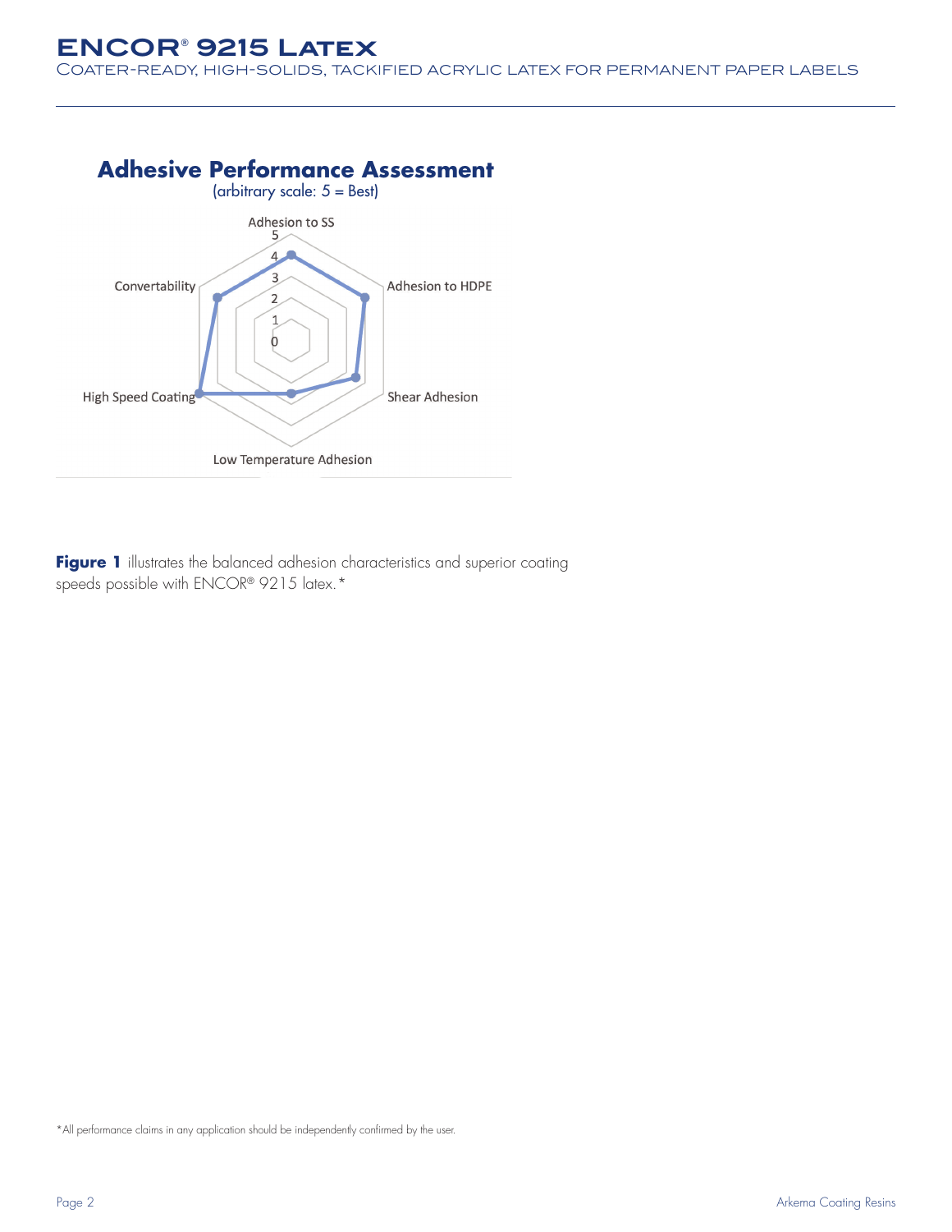**Figure 1** illustrates the balanced adhesion characteristics and superior coating speeds possible with ENCOR® 9215 latex.*

*All performance claims in any application should be independently confirmed by the user.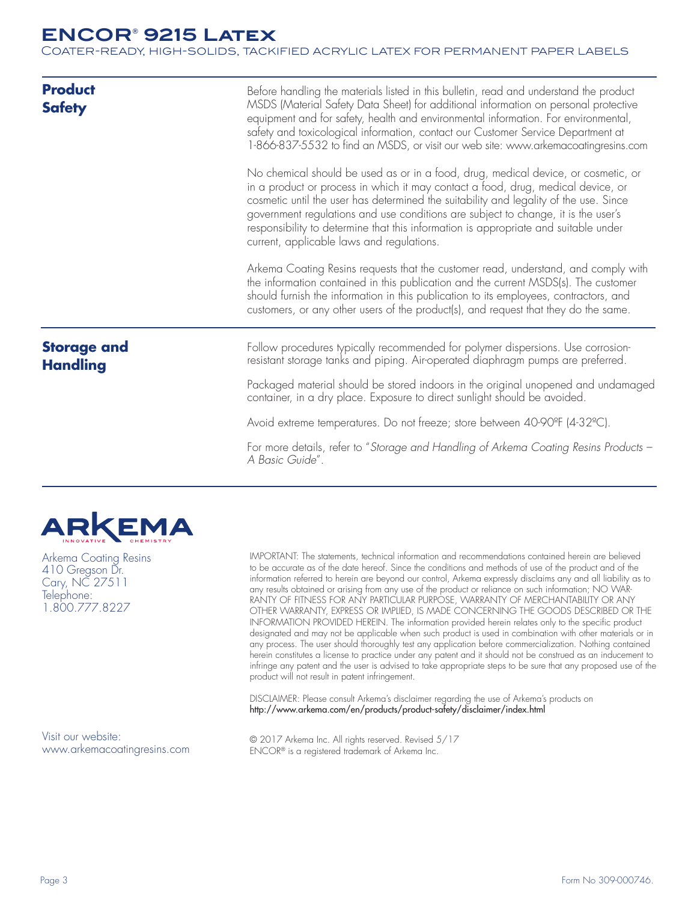## Product Safety

Before handling the materials listed in this bulletin, read and understand the product MSDS (Material Safety Data Sheet) for additional information on personal protective equipment and for safety, health and environmental information. For environmental, safety and toxicological information, contact our Customer Service Department at 1-866-837-5532 to find an MSDS, or visit our web site: www.arkemacoatingresins.com

No chemical should be used as or in a food, drug, medical device, or cosmetic, or in a product or process in which it may contact a food, drug, medical device, or cosmetic until the user has determined the suitability and legality of the use. Since government regulations and use conditions are subject to change, it is the user's responsibility to determine that this information is appropriate and suitable under current, applicable laws and regulations.

Arkema Coating Resins requests that the customer read, understand, and comply with the information contained in this publication and the current MSDS(s). The customer should furnish the information in this publication to its employees, contractors, and customers, or any other users of the product(s), and request that they do the same.

## Storage and Handling

Follow procedures typically recommended for polymer dispersions. Use corrosion-resistant storage tanks and piping. Air-operated diaphragm pumps are preferred.

Packaged material should be stored indoors in the original unopened and undamaged container, in a dry place. Exposure to direct sunlight should be avoided.

Avoid extreme temperatures. Do not freeze; store between 40-90ºF (4-32ºC).

For more details, refer to "*Storage and Handling of Arkema Coating Resins Products – A Basic Guide*".

ARKEMA
INNOVATIVE CHEMISTRY

Arkema Coating Resins
410 Gregson Dr.
Cary, NC 27511
Telephone:
1.800.777.8227

IMPORTANT: The statements, technical information and recommendations contained herein are believed to be accurate as of the date hereof. Since the conditions and methods of use of the product and of the information referred to herein are beyond our control, Arkema expressly disclaims any and all liability as to any results obtained or arising from any use of the product or reliance on such information; NO WARRANTY OF FITNESS FOR ANY PARTICULAR PURPOSE, WARRANTY OF MERCHANTABILITY OR ANY OTHER WARRANTY, EXPRESS OR IMPLIED, IS MADE CONCERNING THE GOODS DESCRIBED OR THE INFORMATION PROVIDED HEREIN. The information provided herein relates only to the specific product designated and may not be applicable when such product is used in combination with other materials or in any process. The user should thoroughly test any application before commercialization. Nothing contained herein constitutes a license to practice under any patent and it should not be construed as an inducement to infringe any patent and the user is advised to take appropriate steps to be sure that any proposed use of the product will not result in patent infringement.

DISCLAIMER: Please consult Arkema's disclaimer regarding the use of Arkema's products on http://www.arkema.com/en/products/product-safety/disclaimer/index.html

Visit our website:
www.arkemacoatingresins.com

© 2017 Arkema Inc. All rights reserved. Revised 5/17
ENCOR® is a registered trademark of Arkema Inc.

Form No 309-000746.